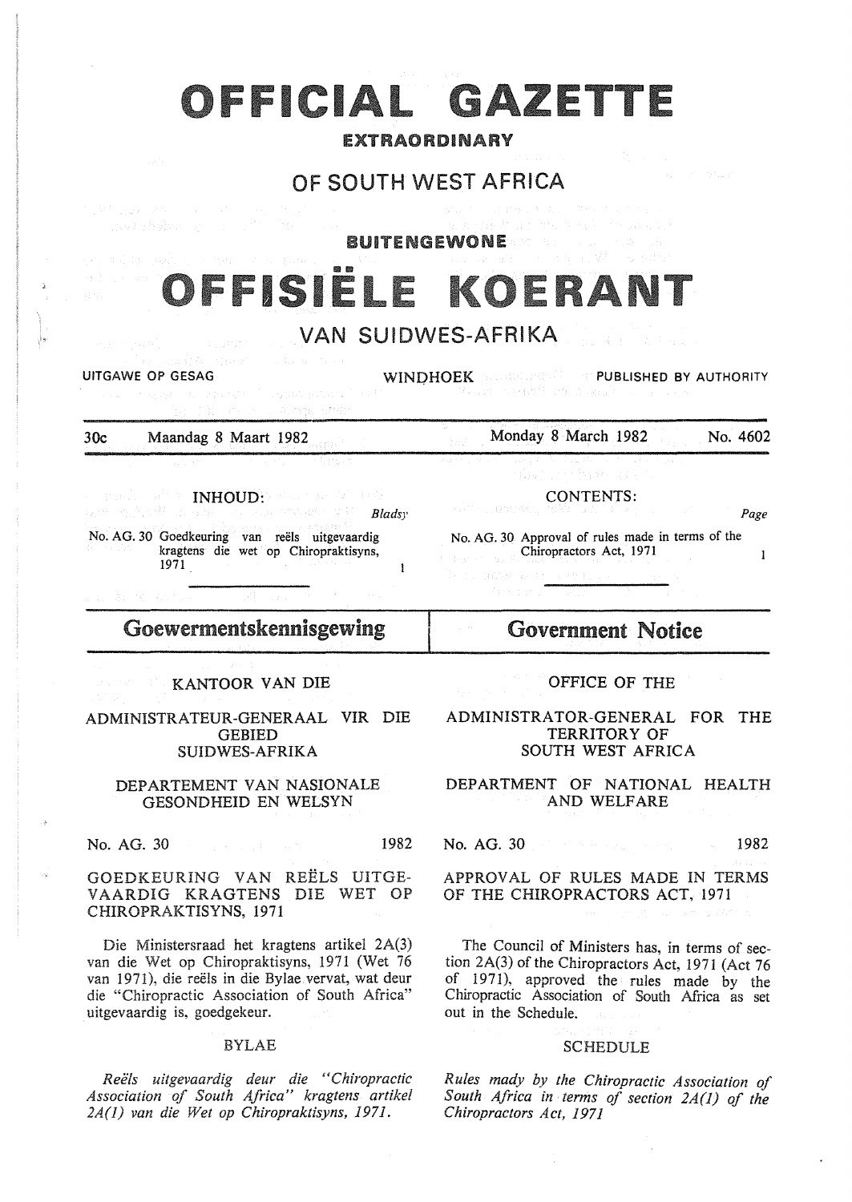# OFFICIAL GAZETTE

**EXTRAORDINARY**

## OF SOUTH WEST AFRICA

**BUITENGEWONE**

# OFFISIËLE KOERANT

## VAN SUIDWES-AFRIKA

UITGAWE OP GESAG — WINDHOEK — PUBLISHED BY AUTHORITY

30c — Maandag 8 Maart 1982 — Monday 8 March 1982 — No. 4602

**INHOUD:**

*Bladsy*

No. AG. 30 Goedkeuring van reëls uitgevaardig kragtens die wet op Chiropraktisyns, 1971 — 1

**CONTENTS:**

*Page*

No. AG. 30 Approval of rules made in terms of the Chiropractors Act, 1971 — 1

## Goewermentskennisgewing

KANTOOR VAN DIE

ADMINISTRATEUR-GENERAAL VIR DIE GEBIED SUIDWES-AFRIKA

DEPARTEMENT VAN NASIONALE GESONDHEID EN WELSYN

No. AG. 30 — 1982

GOEDKEURING VAN REËLS UITGEVAARDIG KRAGTENS DIE WET OP CHIROPRAKTISYNS, 1971

Die Ministersraad het kragtens artikel 2A(3) van die Wet op Chiropraktisyns, 1971 (Wet 76 van 1971), die reëls in die Bylae vervat, wat deur die "Chiropractic Association of South Africa" uitgevaardig is, goedgekeur.

BYLAE

*Reëls uitgevaardig deur die "Chiropractic Association of South Africa" kragtens artikel 2A(1) van die Wet op Chiropraktisyns, 1971.*

## Government Notice

OFFICE OF THE

ADMINISTRATOR-GENERAL FOR THE TERRITORY OF SOUTH WEST AFRICA

DEPARTMENT OF NATIONAL HEALTH AND WELFARE

No. AG. 30 — 1982

APPROVAL OF RULES MADE IN TERMS OF THE CHIROPRACTORS ACT, 1971

The Council of Ministers has, in terms of section 2A(3) of the Chiropractors Act, 1971 (Act 76 of 1971), approved the rules made by the Chiropractic Association of South Africa as set out in the Schedule.

SCHEDULE

*Rules mady by the Chiropractic Association of South Africa in terms of section 2A(1) of the Chiropractors Act, 1971*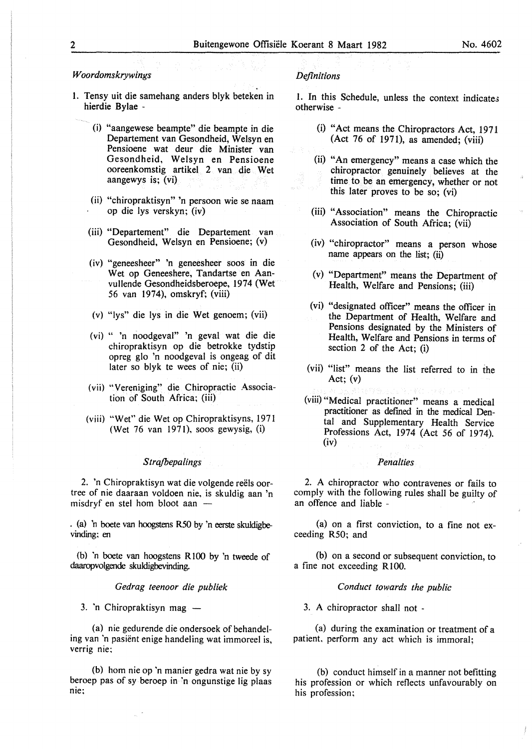### *Woordomskrywings*

1. Tensy uit die samehang anders blyk beteken in hierdie Bylae -

   (i) "aangewese beampte" die beampte in die Departement van Gesondheid, Welsyn en Pensioene wat deur die Minister van Gesondheid, Welsyn en Pensioene ooreenkomstig artikel 2 van die Wet aangewys is; (vi)

   (ii) "chiropraktisyn" 'n persoon wie se naam op die lys verskyn; (iv)

   (iii) "Departement" die Departement van Gesondheid, Welsyn en Pensioene; (v)

   (iv) "geneesheer" 'n geneesheer soos in die Wet op Geneeshere, Tandartse en Aanvullende Gesondheidsberoepe, 1974 (Wet 56 van 1974), omskryf; (viii)

   (v) "lys" die lys in die Wet genoem; (vii)

   (vi) " 'n noodgeval" 'n geval wat die die chiropraktisyn op die betrokke tydstip opreg glo 'n noodgeval is ongeag of dit later so blyk te wees of nie; (ii)

   (vii) "Vereniging" die Chiropractic Association of South Africa; (iii)

   (viii) "Wet" die Wet op Chiropraktisyns, 1971 (Wet 76 van 1971), soos gewysig, (i)

### *Strafbepalings*

2. 'n Chiropraktisyn wat die volgende reëls oortree of nie daaraan voldoen nie, is skuldig aan 'n misdryf en stel hom bloot aan —

   (a) 'n boete van hoogstens R50 by 'n eerste skuldigbevinding; en

   (b) 'n boete van hoogstens R100 by 'n tweede of daaropvolgende skuldigbevinding.

### *Gedrag teenoor die publiek*

3. 'n Chiropraktisyn mag —

   (a) nie gedurende die ondersoek of behandeling van 'n pasiënt enige handeling wat immoreel is, verrig nie;

   (b) hom nie op 'n manier gedra wat nie by sy beroep pas of sy beroep in 'n ongunstige lig plaas nie;

### *Definitions*

1. In this Schedule, unless the context indicates otherwise -

   (i) "Act means the Chiropractors Act, 1971 (Act 76 of 1971), as amended; (viii)

   (ii) "An emergency" means a case which the chiropractor genuinely believes at the time to be an emergency, whether or not this later proves to be so; (vi)

   (iii) "Association" means the Chiropractic Association of South Africa; (vii)

   (iv) "chiropractor" means a person whose name appears on the list; (ii)

   (v) "Department" means the Department of Health, Welfare and Pensions; (iii)

   (vi) "designated officer" means the officer in the Department of Health, Welfare and Pensions designated by the Ministers of Health, Welfare and Pensions in terms of section 2 of the Act; (i)

   (vii) "list" means the list referred to in the Act; (v)

   (viii) "Medical practitioner" means a medical practitioner as defined in the medical Dental and Supplementary Health Service Professions Act, 1974 (Act 56 of 1974). (iv)

### *Penalties*

2. A chiropractor who contravenes or fails to comply with the following rules shall be guilty of an offence and liable -

   (a) on a first conviction, to a fine not exceeding R50; and

   (b) on a second or subsequent conviction, to a fine not exceeding R100.

### *Conduct towards the public*

3. A chiropractor shall not -

   (a) during the examination or treatment of a patient, perform any act which is immoral;

   (b) conduct himself in a manner not befitting his profession or which reflects unfavourably on his profession;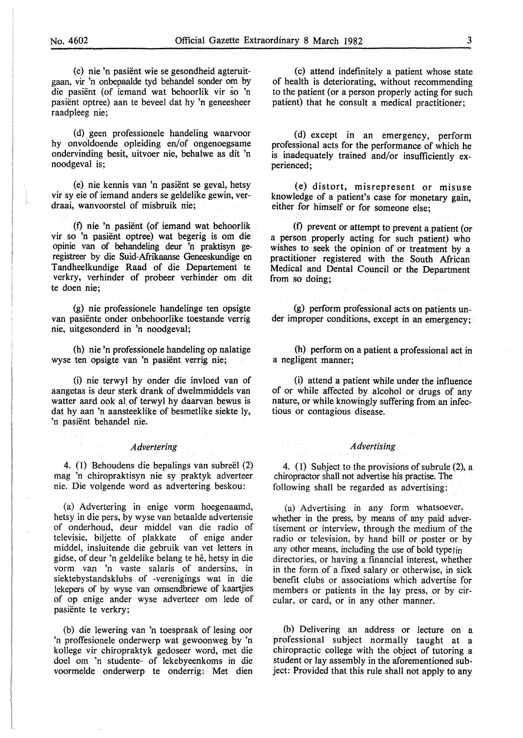(c) nie 'n pasiënt wie se gesondheid agteruitgaan, vir 'n onbepaalde tyd behandel sonder om by die pasiënt (of iemand wat behoorlik vir so 'n pasiënt optree) aan te beveel dat hy 'n geneesheer raadpleeg nie;

(d) geen professionele handeling waarvoor hy onvoldoende opleiding en/of ongenoegsame ondervinding besit, uitvoer nie, behalwe as dit 'n noodgeval is;

(e) nie kennis van 'n pasiënt se geval, hetsy vir sy eie of iemand anders se geldelike gewin, verdraai, wanvoorstel of misbruik nie;

(f) nie 'n pasiënt (of iemand wat behoorlik vir so 'n pasiënt optree) wat begerig is om die opinie van of behandeling deur 'n praktisyn geregistreer by die Suid-Afrikaanse Geneeskundige en Tandheelkundige Raad of die Departement te verkry, verhinder of probeer verhinder om dit te doen nie;

(g) nie professionele handelinge ten opsigte van pasiënte onder onbehoorlike toestande verrig nie, uitgesonderd in 'n noodgeval;

(h) nie 'n professionele handeling op nalatige wyse ten opsigte van 'n pasiënt verrig nie;

(i) nie terwyl hy onder die invloed van of aangetas is deur sterk drank of dwelmmiddels van watter aard ook al of terwyl hy daarvan bewus is dat hy aan 'n aansteeklike of besmetlike siekte ly, 'n pasiënt behandel nie.

*Advertering*

4. (1) Behoudens die bepalings van subreël (2) mag 'n chiropraktisyn nie sy praktyk adverteer nie. Die volgende word as advertering beskou:

(a) Advertering in enige vorm hoegenaamd, hetsy in die pers, by wyse van betaalde advertensie of onderhoud, deur middel van die radio of televisie, biljette of plakkate of enige ander middel, insluitende die gebruik van vet letters in gidse, of deur 'n geldelike belang te hê, hetsy in die vorm van 'n vaste salaris of andersins, in siektebystandsklubs of -verenigings wat in die lekepers of by wyse van omsendbriewe of kaartjies of op enige ander wyse adverteer om lede of pasiënte te verkry;

(b) die lewering van 'n toespraak of lesing oor 'n proffesionele onderwerp wat gewoonweg by 'n kollege vir chiropraktyk gedoseer word, met die doel om 'n studente- of lekebyeenkoms in die voormelde onderwerp te onderrig: Met dien

(c) attend indefinitely a patient whose state of health is deteriorating, without recommending to the patient (or a person properly acting for such patient) that he consult a medical practitioner;

(d) except in an emergency, perform professional acts for the performance of which he is inadequately trained and/or insufficiently experienced;

(e) distort, misrepresent or misuse knowledge of a patient's case for monetary gain, either for himself or for someone else;

(f) prevent or attempt to prevent a patient (or a person properly acting for such patient) who wishes to seek the opinion of or treatment by a practitioner registered with the South African Medical and Dental Council or the Department from so doing;

(g) perform professional acts on patients under improper conditions, except in an emergency;

(h) perform on a patient a professional act in a negligent manner;

(i) attend a patient while under the influence of or while affected by alcohol or drugs of any nature, or while knowingly suffering from an infectious or contagious disease.

*Advertising*

4. (1) Subject to the provisions of subrule (2), a chiropractor shall not advertise his practise. The following shall be regarded as advertising:

(a) Advertising in any form whatsoever, whether in the press, by means of any paid advertisement or interview, through the medium of the radio or television, by hand bill or poster or by any other means, including the use of bold type in directories, or having a financial interest, whether in the form of a fixed salary or otherwise, in sick benefit clubs or associations which advertise for members or patients in the lay press, or by circular, or card, or in any other manner.

(b) Delivering an address or lecture on a professional subject normally taught at a chiropractic college with the object of tutoring a student or lay assembly in the aforementioned subject: Provided that this rule shall not apply to any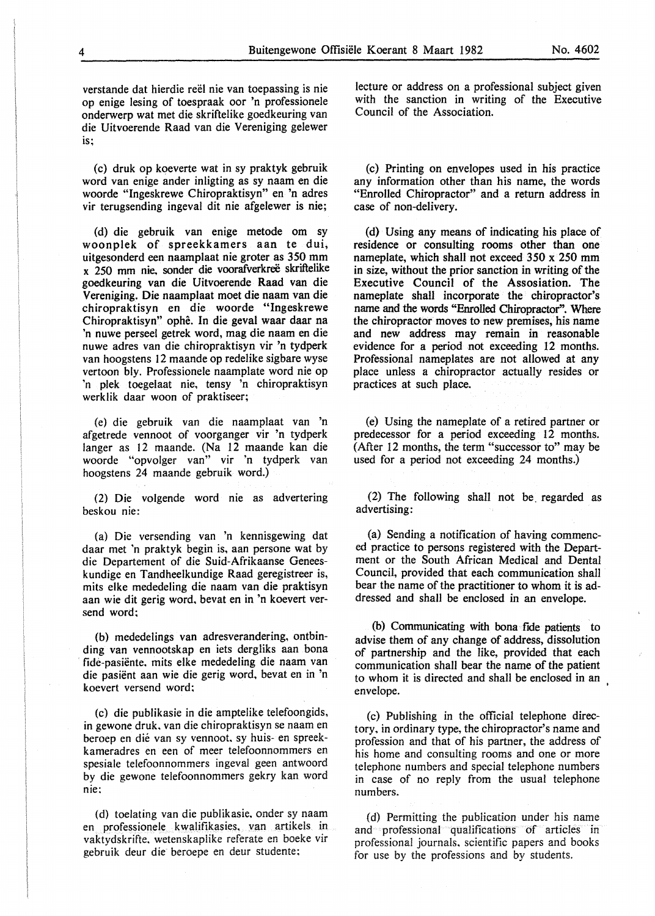verstande dat hierdie reël nie van toepassing is nie op enige lesing of toespraak oor 'n professionele onderwerp wat met die skriftelike goedkeuring van die Uitvoerende Raad van die Vereniging gelewer is;

(c) druk op koeverte wat in sy praktyk gebruik word van enige ander inligting as sy naam en die woorde "Ingeskrewe Chiropraktisyn" en 'n adres vir terugsending ingeval dit nie afgelewer is nie;

(d) die gebruik van enige metode om sy woonplek of spreekkamers aan te dui, uitgesonderd een naamplaat nie groter as 350 mm x 250 mm nie, sonder die voorafverkreë skriftelike goedkeuring van die Uitvoerende Raad van die Vereniging. Die naamplaat moet die naam van die chiropraktisyn en die woorde "Ingeskrewe Chiropraktisyn" ophê. In die geval waar daar na 'n nuwe perseel getrek word, mag die naam en die nuwe adres van die chiropraktisyn vir 'n tydperk van hoogstens 12 maande op redelike sigbare wyse vertoon bly. Professionele naamplate word nie op 'n plek toegelaat nie, tensy 'n chiropraktisyn werklik daar woon of praktiseer;

(e) die gebruik van die naamplaat van 'n afgetrede vennoot of voorganger vir 'n tydperk langer as 12 maande. (Na 12 maande kan die woorde "opvolger van" vir 'n tydperk van hoogstens 24 maande gebruik word.)

(2) Die volgende word nie as advertering beskou nie:

(a) Die versending van 'n kennisgewing dat daar met 'n praktyk begin is, aan persone wat by die Departement of die Suid-Afrikaanse Geneeskundige en Tandheelkundige Raad geregistreer is, mits elke mededeling die naam van die praktisyn aan wie dit gerig word, bevat en in 'n koevert versend word;

(b) mededelings van adresverandering, ontbinding van vennootskap en iets dergliks aan bona fide-pasiënte, mits elke mededeling die naam van die pasiënt aan wie die gerig word, bevat en in 'n koevert versend word;

(c) die publikasie in die amptelike telefoongids, in gewone druk, van die chiropraktisyn se naam en beroep en dié van sy vennoot, sy huis- en spreekkameradres en een of meer telefoonnommers en spesiale telefoonnommers ingeval geen antwoord by die gewone telefoonnommers gekry kan word nie;

(d) toelating van die publikasie, onder sy naam en professionele kwalifikasies, van artikels in vaktydskrifte, wetenskaplike referate en boeke vir gebruik deur die beroepe en deur studente;

lecture or address on a professional subject given with the sanction in writing of the Executive Council of the Association.

(c) Printing on envelopes used in his practice any information other than his name, the words "Enrolled Chiropractor" and a return address in case of non-delivery.

(d) Using any means of indicating his place of residence or consulting rooms other than one nameplate, which shall not exceed 350 x 250 mm in size, without the prior sanction in writing of the Executive Council of the Assosiation. The nameplate shall incorporate the chiropractor's name and the words "Enrolled Chiropractor". Where the chiropractor moves to new premises, his name and new address may remain in reasonable evidence for a period not exceeding 12 months. Professional nameplates are not allowed at any place unless a chiropractor actually resides or practices at such place.

(e) Using the nameplate of a retired partner or predecessor for a period exceeding 12 months. (After 12 months, the term "successor to" may be used for a period not exceeding 24 months.)

(2) The following shall not be regarded as advertising:

(a) Sending a notification of having commenced practice to persons registered with the Department or the South African Medical and Dental Council, provided that each communication shall bear the name of the practitioner to whom it is addressed and shall be enclosed in an envelope.

(b) Communicating with bona fide patients to advise them of any change of address, dissolution of partnership and the like, provided that each communication shall bear the name of the patient to whom it is directed and shall be enclosed in an envelope.

(c) Publishing in the official telephone directory, in ordinary type, the chiropractor's name and profession and that of his partner, the address of his home and consulting rooms and one or more telephone numbers and special telephone numbers in case of no reply from the usual telephone numbers.

(d) Permitting the publication under his name and professional qualifications of articles in professional journals, scientific papers and books for use by the professions and by students.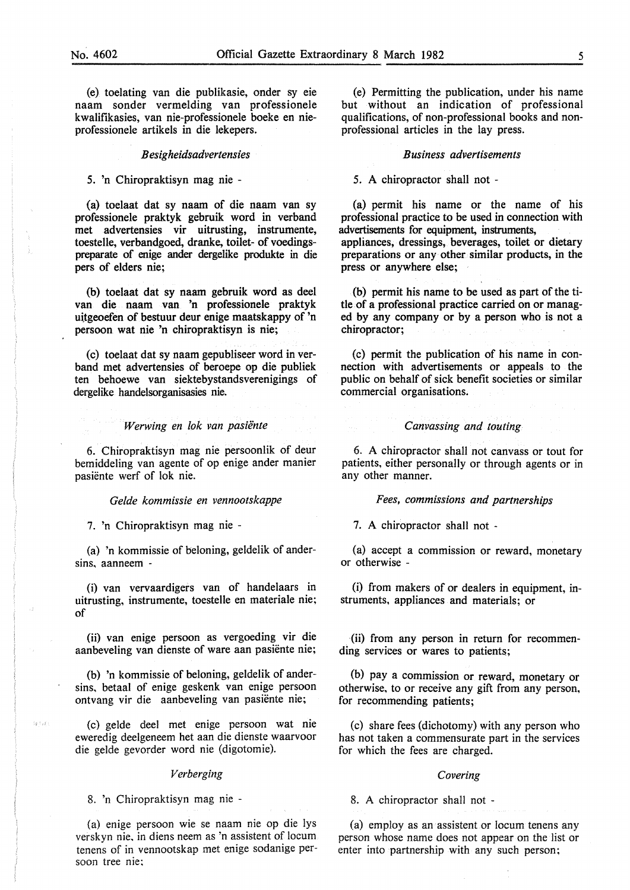(e) toelating van die publikasie, onder sy eie naam sonder vermelding van professionele kwalifikasies, van nie-professionele boeke en nie-professionele artikels in die lekepers.

*Besigheidsadvertensies*

5. 'n Chiropraktisyn mag nie -

(a) toelaat dat sy naam of die naam van sy professionele praktyk gebruik word in verband met advertensies vir uitrusting, instrumente, toestelle, verbandgoed, dranke, toilet- of voedingspreparate of enige ander dergelike produkte in die pers of elders nie;

(b) toelaat dat sy naam gebruik word as deel van die naam van 'n professionele praktyk uitgeoefen of bestuur deur enige maatskappy of 'n persoon wat nie 'n chiropraktisyn is nie;

(c) toelaat dat sy naam gepubliseer word in verband met advertensies of beroepe op die publiek ten behoewe van siektebystandsverenigings of dergelike handelsorganisasies nie.

*Werwing en lok van pasiënte*

6. Chiropraktisyn mag nie persoonlik of deur bemiddeling van agente of op enige ander manier pasiënte werf of lok nie.

*Gelde kommissie en vennootskappe*

7. 'n Chiropraktisyn mag nie -

(a) 'n kommissie of beloning, geldelik of andersins, aanneem -

(i) van vervaardigers van of handelaars in uitrusting, instrumente, toestelle en materiale nie; of

(ii) van enige persoon as vergoeding vir die aanbeveling van dienste of ware aan pasiënte nie;

(b) 'n kommissie of beloning, geldelik of andersins, betaal of enige geskenk van enige persoon ontvang vir die aanbeveling van pasiënte nie;

(c) gelde deel met enige persoon wat nie eweredig deelgeneem het aan die dienste waarvoor die gelde gevorder word nie (digotomie).

*Verberging*

8. 'n Chiropraktisyn mag nie -

(a) enige persoon wie se naam nie op die lys verskyn nie, in diens neem as 'n assistent of locum tenens of in vennootskap met enige sodanige persoon tree nie;

(e) Permitting the publication, under his name but without an indication of professional qualifications, of non-professional books and non-professional articles in the lay press.

*Business advertisements*

5. A chiropractor shall not -

(a) permit his name or the name of his professional practice to be used in connection with advertisements for equipment, instruments, appliances, dressings, beverages, toilet or dietary preparations or any other similar products, in the press or anywhere else;

(b) permit his name to be used as part of the title of a professional practice carried on or managed by any company or by a person who is not a chiropractor;

(c) permit the publication of his name in connection with advertisements or appeals to the public on behalf of sick benefit societies or similar commercial organisations.

*Canvassing and touting*

6. A chiropractor shall not canvass or tout for patients, either personally or through agents or in any other manner.

*Fees, commissions and partnerships*

7. A chiropractor shall not -

(a) accept a commission or reward, monetary or otherwise -

(i) from makers of or dealers in equipment, instruments, appliances and materials; or

(ii) from any person in return for recommending services or wares to patients;

(b) pay a commission or reward, monetary or otherwise, to or receive any gift from any person, for recommending patients;

(c) share fees (dichotomy) with any person who has not taken a commensurate part in the services for which the fees are charged.

*Covering*

8. A chiropractor shall not -

(a) employ as an assistent or locum tenens any person whose name does not appear on the list or enter into partnership with any such person;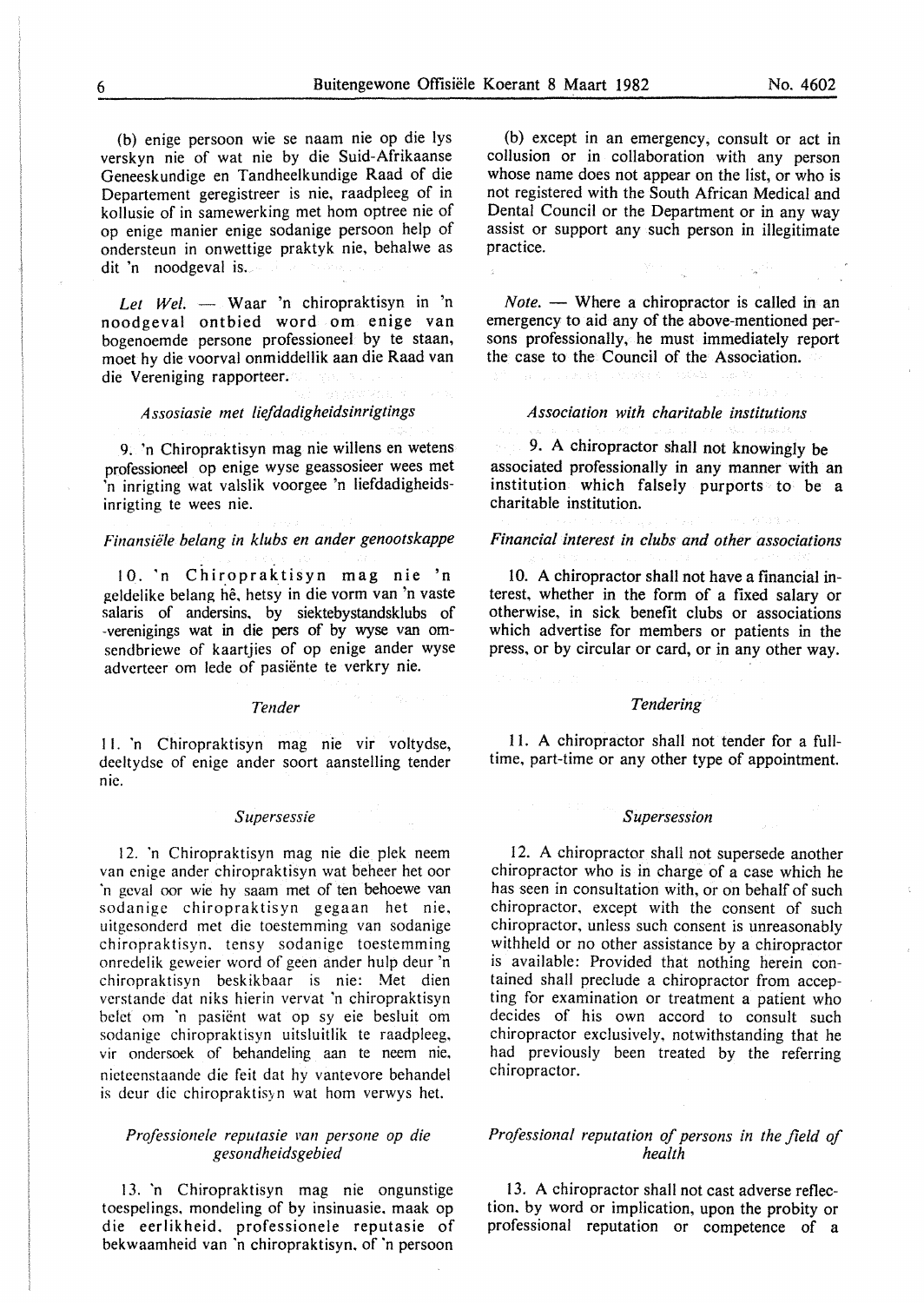(b) enige persoon wie se naam nie op die lys verskyn nie of wat nie by die Suid-Afrikaanse Geneeskundige en Tandheelkundige Raad of die Departement geregistreer is nie, raadpleeg of in kollusie of in samewerking met hom optree nie of op enige manier enige sodanige persoon help of ondersteun in onwettige praktyk nie, behalwe as dit 'n noodgeval is.

*Let Wel.* — Waar 'n chiropraktisyn in 'n noodgeval ontbied word om enige van bogenoemde persone professioneel by te staan, moet hy die voorval onmiddellik aan die Raad van die Vereniging rapporteer.

*Assosiasie met liefdadigheidsinrigtings*

9. 'n Chiropraktisyn mag nie willens en wetens professioneel op enige wyse geassosieer wees met 'n inrigting wat valslik voorgee 'n liefdadigheidsinrigting te wees nie.

*Finansiële belang in klubs en ander genootskappe*

10. 'n Chiropraktisyn mag nie 'n geldelike belang hê, hetsy in die vorm van 'n vaste salaris of andersins, by siektebystandsklubs of -verenigings wat in die pers of by wyse van omsendbriewe of kaartjies of op enige ander wyse adverteer om lede of pasiënte te verkry nie.

*Tender*

11. 'n Chiropraktisyn mag nie vir voltydse, deeltydse of enige ander soort aanstelling tender nie.

*Supersessie*

12. 'n Chiropraktisyn mag nie die plek neem van enige ander chiropraktisyn wat beheer het oor 'n geval oor wie hy saam met of ten behoewe van sodanige chiropraktisyn gegaan het nie, uitgesonderd met die toestemming van sodanige chiropraktisyn, tensy sodanige toestemming onredelik geweier word of geen ander hulp deur 'n chiropraktisyn beskikbaar is nie: Met dien verstande dat niks hierin vervat 'n chiropraktisyn belet om 'n pasiënt wat op sy eie besluit om sodanige chiropraktisyn uitsluitlik te raadpleeg, vir ondersoek of behandeling aan te neem nie, nieteenstaande die feit dat hy vantevore behandel is deur die chiropraktisyn wat hom verwys het.

*Professionele reputasie van persone op die gesondheidsgebied*

13. 'n Chiropraktisyn mag nie ongunstige toespelings, mondeling of by insinuasie, maak op die eerlikheid, professionele reputasie of bekwaamheid van 'n chiropraktisyn, of 'n persoon

(b) except in an emergency, consult or act in collusion or in collaboration with any person whose name does not appear on the list, or who is not registered with the South African Medical and Dental Council or the Department or in any way assist or support any such person in illegitimate practice.

*Note.* — Where a chiropractor is called in an emergency to aid any of the above-mentioned persons professionally, he must immediately report the case to the Council of the Association.

*Association with charitable institutions*

9. A chiropractor shall not knowingly be associated professionally in any manner with an institution which falsely purports to be a charitable institution.

*Financial interest in clubs and other associations*

10. A chiropractor shall not have a financial interest, whether in the form of a fixed salary or otherwise, in sick benefit clubs or associations which advertise for members or patients in the press, or by circular or card, or in any other way.

*Tendering*

11. A chiropractor shall not tender for a full-time, part-time or any other type of appointment.

*Supersession*

12. A chiropractor shall not supersede another chiropractor who is in charge of a case which he has seen in consultation with, or on behalf of such chiropractor, except with the consent of such chiropractor, unless such consent is unreasonably withheld or no other assistance by a chiropractor is available: Provided that nothing herein contained shall preclude a chiropractor from accepting for examination or treatment a patient who decides of his own accord to consult such chiropractor exclusively, notwithstanding that he had previously been treated by the referring chiropractor.

*Professional reputation of persons in the field of health*

13. A chiropractor shall not cast adverse reflection, by word or implication, upon the probity or professional reputation or competence of a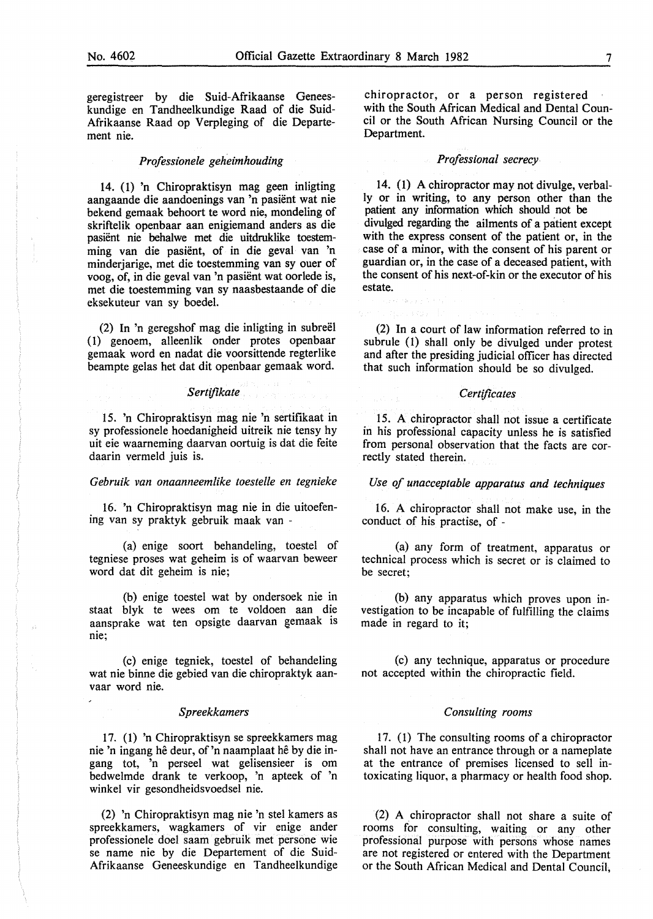geregistreer by die Suid-Afrikaanse Geneeskundige en Tandheelkundige Raad of die Suid-Afrikaanse Raad op Verpleging of die Departement nie.

*Professionele geheimhouding*

14. (1) 'n Chiropraktisyn mag geen inligting aangaande die aandoenings van 'n pasiënt wat nie bekend gemaak behoort te word nie, mondeling of skriftelik openbaar aan enigiemand anders as die pasiënt nie behalwe met die uitdruklike toestemming van die pasiënt, of in die geval van 'n minderjarige, met die toestemming van sy ouer of voog, of, in die geval van 'n pasiënt wat oorlede is, met die toestemming van sy naasbestaande of die eksekuteur van sy boedel.

(2) In 'n geregshof mag die inligting in subreël (1) genoem, alleenlik onder protes openbaar gemaak word en nadat die voorsittende regterlike beampte gelas het dat dit openbaar gemaak word.

*Sertifikate*

15. 'n Chiropraktisyn mag nie 'n sertifikaat in sy professionele hoedanigheid uitreik nie tensy hy uit eie waarneming daarvan oortuig is dat die feite daarin vermeld juis is.

*Gebruik van onaanneemlike toestelle en tegnieke*

16. 'n Chiropraktisyn mag nie in die uitoefening van sy praktyk gebruik maak van -

(a) enige soort behandeling, toestel of tegniese proses wat geheim is of waarvan beweer word dat dit geheim is nie;

(b) enige toestel wat by ondersoek nie in staat blyk te wees om te voldoen aan die aansprake wat ten opsigte daarvan gemaak is nie;

(c) enige tegniek, toestel of behandeling wat nie binne die gebied van die chiropraktyk aanvaar word nie.

*Spreekkamers*

17. (1) 'n Chiropraktisyn se spreekkamers mag nie 'n ingang hê deur, of 'n naamplaat hê by die ingang tot, 'n perseel wat gelisensieer is om bedwelmde drank te verkoop, 'n apteek of 'n winkel vir gesondheidsvoedsel nie.

(2) 'n Chiropraktisyn mag nie 'n stel kamers as spreekkamers, wagkamers of vir enige ander professionele doel saam gebruik met persone wie se name nie by die Departement of die Suid-Afrikaanse Geneeskundige en Tandheelkundige

chiropractor, or a person registered with the South African Medical and Dental Council or the South African Nursing Council or the Department.

*Professional secrecy*

14. (1) A chiropractor may not divulge, verbally or in writing, to any person other than the patient any information which should not be divulged regarding the ailments of a patient except with the express consent of the patient or, in the case of a minor, with the consent of his parent or guardian or, in the case of a deceased patient, with the consent of his next-of-kin or the executor of his estate.

(2) In a court of law information referred to in subrule (1) shall only be divulged under protest and after the presiding judicial officer has directed that such information should be so divulged.

*Certificates*

15. A chiropractor shall not issue a certificate in his professional capacity unless he is satisfied from personal observation that the facts are correctly stated therein.

*Use of unacceptable apparatus and techniques*

16. A chiropractor shall not make use, in the conduct of his practise, of -

(a) any form of treatment, apparatus or technical process which is secret or is claimed to be secret;

(b) any apparatus which proves upon investigation to be incapable of fulfilling the claims made in regard to it;

(c) any technique, apparatus or procedure not accepted within the chiropractic field.

*Consulting rooms*

17. (1) The consulting rooms of a chiropractor shall not have an entrance through or a nameplate at the entrance of premises licensed to sell intoxicating liquor, a pharmacy or health food shop.

(2) A chiropractor shall not share a suite of rooms for consulting, waiting or any other professional purpose with persons whose names are not registered or entered with the Department or the South African Medical and Dental Council,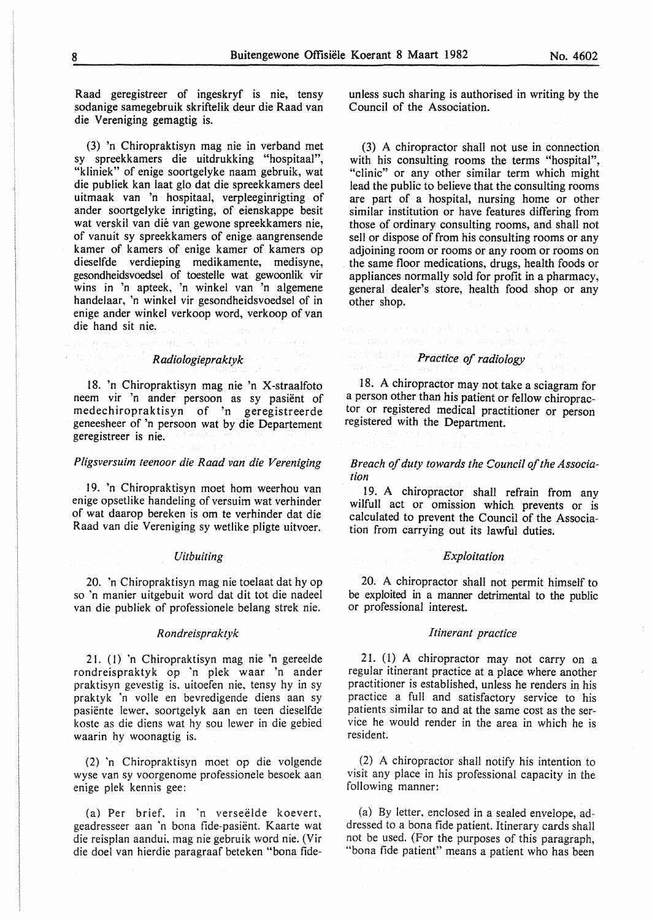Raad geregistreer of ingeskryf is nie, tensy sodanige samegebruik skriftelik deur die Raad van die Vereniging gemagtig is.

(3) 'n Chiropraktisyn mag nie in verband met sy spreekkamers die uitdrukking "hospitaal", "kliniek" of enige soortgelyke naam gebruik, wat die publiek kan laat glo dat die spreekkamers deel uitmaak van 'n hospitaal, verpleeginrigting of ander soortgelyke inrigting, of eienskappe besit wat verskil van dié van gewone spreekkamers nie, of vanuit sy spreekkamers of enige aangrensende kamer of kamers of enige kamer of kamers op dieselfde verdieping medikamente, medisyne, gesondheidsvoedsel of toestelle wat gewoonlik vir wins in 'n apteek, 'n winkel van 'n algemene handelaar, 'n winkel vir gesondheidsvoedsel of in enige ander winkel verkoop word, verkoop of van die hand sit nie.

*Radiologiepraktyk*

18. 'n Chiropraktisyn mag nie 'n X-straalfoto neem vir 'n ander persoon as sy pasiënt of medechiropraktisyn of 'n geregistreerde geneesheer of 'n persoon wat by die Departement geregistreer is nie.

*Pligsversuim teenoor die Raad van die Vereniging*

19. 'n Chiropraktisyn moet hom weerhou van enige opsetlike handeling of versuim wat verhinder of wat daarop bereken is om te verhinder dat die Raad van die Vereniging sy wetlike pligte uitvoer.

*Uitbuiting*

20. 'n Chiropraktisyn mag nie toelaat dat hy op so 'n manier uitgebuit word dat dit tot die nadeel van die publiek of professionele belang strek nie.

*Rondreispraktyk*

21. (1) 'n Chiropraktisyn mag nie 'n gereelde rondreispraktyk op 'n plek waar 'n ander praktisyn gevestig is, uitoefen nie, tensy hy in sy praktyk 'n volle en bevredigende diens aan sy pasiënte lewer, soortgelyk aan en teen dieselfde koste as die diens wat hy sou lewer in die gebied waarin hy woonagtig is.

(2) 'n Chiropraktisyn moet op die volgende wyse van sy voorgenome professionele besoek aan enige plek kennis gee:

(a) Per brief, in 'n verseëlde koevert, geadresseer aan 'n bona fide-pasiënt. Kaarte wat die reisplan aandui, mag nie gebruik word nie. (Vir die doel van hierdie paragraaf beteken "bona fide-

unless such sharing is authorised in writing by the Council of the Association.

(3) A chiropractor shall not use in connection with his consulting rooms the terms "hospital", "clinic" or any other similar term which might lead the public to believe that the consulting rooms are part of a hospital, nursing home or other similar institution or have features differing from those of ordinary consulting rooms, and shall not sell or dispose of from his consulting rooms or any adjoining room or rooms or any room or rooms on the same floor medications, drugs, health foods or appliances normally sold for profit in a pharmacy, general dealer's store, health food shop or any other shop.

*Practice of radiology*

18. A chiropractor may not take a sciagram for a person other than his patient or fellow chiropractor or registered medical practitioner or person registered with the Department.

*Breach of duty towards the Council of the Association*

19. A chiropractor shall refrain from any wilfull act or omission which prevents or is calculated to prevent the Council of the Association from carrying out its lawful duties.

*Exploitation*

20. A chiropractor shall not permit himself to be exploited in a manner detrimental to the public or professional interest.

*Itinerant practice*

21. (1) A chiropractor may not carry on a regular itinerant practice at a place where another practitioner is established, unless he renders in his practice a full and satisfactory service to his patients similar to and at the same cost as the service he would render in the area in which he is resident.

(2) A chiropractor shall notify his intention to visit any place in his professional capacity in the following manner:

(a) By letter, enclosed in a sealed envelope, addressed to a bona fide patient. Itinerary cards shall not be used. (For the purposes of this paragraph, "bona fide patient" means a patient who has been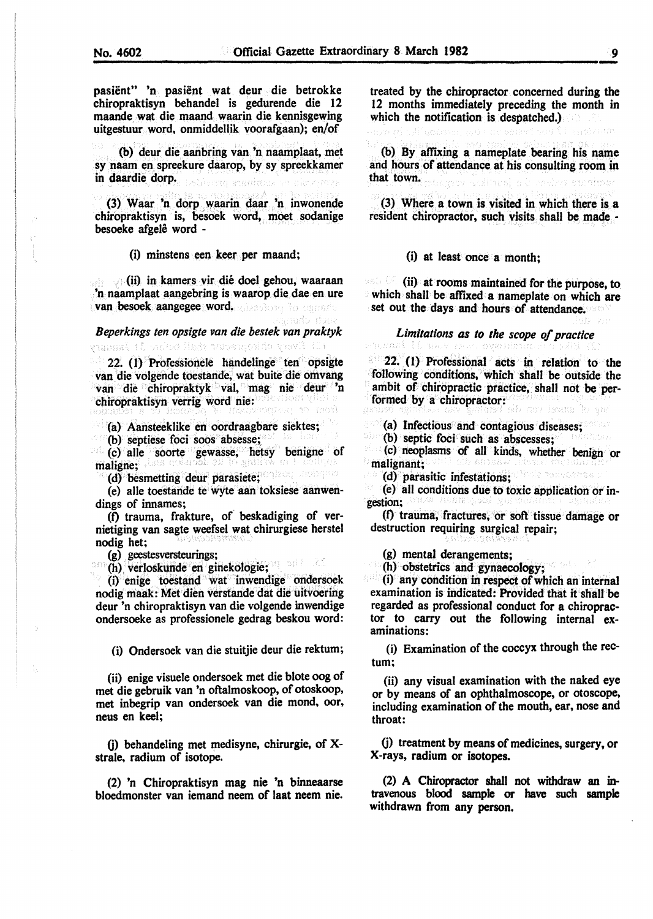pasiënt" 'n pasiënt wat deur die betrokke chiropraktisyn behandel is gedurende die 12 maande wat die maand waarin die kennisgewing uitgestuur word, onmiddellik vooràfgaan); en/of

(b) deur die aanbring van 'n naamplaat, met sy naam en spreekure daarop, by sy spreekkamer in daardie dorp.

(3) Waar 'n dorp waarin daar 'n inwonende chiropraktisyn is, besoek word, moet sodanige besoeke afgelê word -

(i) minstens een keer per maand;

(ii) in kamers vir dié doel gehou, waaraan 'n naamplaat aangebring is waarop die dae en ure van besoek aangegee word.

*Beperkings ten opsigte van die bestek van praktyk*

22. (1) Professionele handelinge ten opsigte van die volgende toestande, wat buite die omvang van die chiropraktyk val, mag nie deur 'n chiropraktisyn verrig word nie:

(a) Aansteeklike en oordraagbare siektes;
(b) septiese foci soos absesse;
(c) alle soorte gewasse, hetsy benigne of maligne;
(d) besmetting deur parasiete;
(e) alle toestande te wyte aan toksiese aanwendings of innames;
(f) trauma, frakture, of beskadiging of vernietiging van sagte weefsel wat chirurgiese herstel nodig het;
(g) geestesversteurings;
(h) verloskunde en ginekologie;
(i) enige toestand wat inwendige ondersoek nodig maak: Met dien verstande dat die uitvoering deur 'n chiropraktisyn van die volgende inwendige ondersoeke as professionele gedrag beskou word:

(i) Ondersoek van die stuitjie deur die rektum;

(ii) enige visuele ondersoek met die blote oog of met die gebruik van 'n oftalmoskoop, of otoskoop, met inbegrip van ondersoek van die mond, oor, neus en keel;

(j) behandeling met medisyne, chirurgie, of X-strale, radium of isotope.

(2) 'n Chiropraktisyn mag nie 'n binneaarse bloedmonster van iemand neem of laat neem nie.

treated by the chiropractor concerned during the 12 months immediately preceding the month in which the notification is despatched.)

(b) By affixing a nameplate bearing his name and hours of attendance at his consulting room in that town.

(3) Where a town is visited in which there is a resident chiropractor, such visits shall be made -

(i) at least once a month;

(ii) at rooms maintained for the purpose, to which shall be affixed a nameplate on which are set out the days and hours of attendance.

*Limitations as to the scope of practice*

22. (1) Professional acts in relation to the following conditions, which shall be outside the ambit of chiropractic practice, shall not be performed by a chiropractor:

(a) Infectious and contagious diseases;
(b) septic foci such as abscesses;
(c) neoplasms of all kinds, whether benign or malignant;
(d) parasitic infestations;
(e) all conditions due to toxic application or ingestion;
(f) trauma, fractures, or soft tissue damage or destruction requiring surgical repair;
(g) mental derangements;
(h) obstetrics and gynaecology;
(i) any condition in respect of which an internal examination is indicated: Provided that it shall be regarded as professional conduct for a chiropractor to carry out the following internal examinations:

(i) Examination of the coccyx through the rectum;

(ii) any visual examination with the naked eye or by means of an ophthalmoscope, or otoscope, including examination of the mouth, ear, nose and throat:

(j) treatment by means of medicines, surgery, or X-rays, radium or isotopes.

(2) A Chiropractor shall not withdraw an intravenous blood sample or have such sample withdrawn from any person.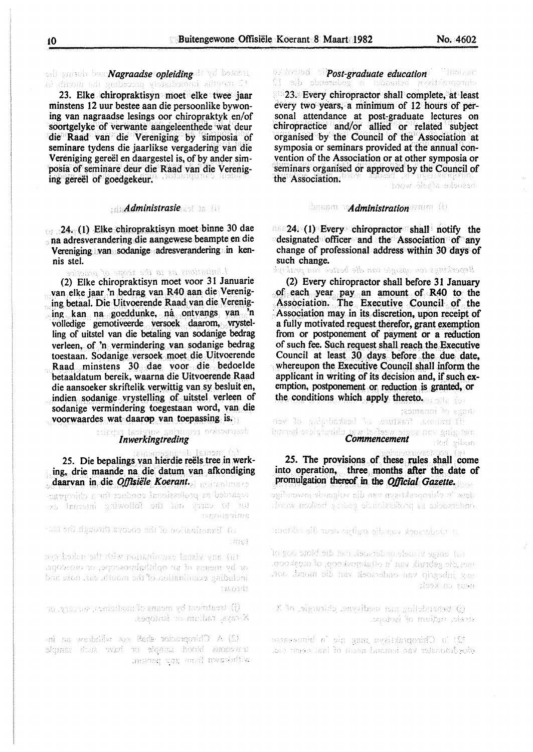### *Nagraadse opleiding*

23. Elke chiropraktisyn moet elke twee jaar minstens 12 uur bestee aan die persoonlike bywoning van nagraadse lesings oor chiropraktyk en/of soortgelyke of verwante aangeleenthede wat deur die Raad van die Vereniging by simposia of seminare tydens die jaarlikse vergadering van die Vereniging gereël en daargestel is, of by ander simposia of seminare deur die Raad van die Vereniging gereël of goedgekeur.

### *Administrasie*

24. (1) Elke chiropraktisyn moet binne 30 dae na adresverandering die aangewese beampte en die Vereniging van sodanige adresverandering in kennis stel.

(2) Elke chiropraktisyn moet voor 31 Januarie van elke jaar 'n bedrag van R40 aan die Vereniging betaal. Die Uitvoerende Raad van die Vereniging kan na goeddunke, ná ontvangs van 'n volledige gemotiveerde versoek daarom, vrystelling of uitstel van die betaling van sodanige bedrag verleen, of 'n vermindering van sodanige bedrag toestaan. Sodanige versoek moet die Uitvoerende Raad minstens 30 dae voor die bedoelde betaaldatum bereik, waarna die Uitvoerende Raad die aansoeker skriftelik verwittig van sy besluit en, indien sodanige vrystelling of uitstel verleen of sodanige vermindering toegestaan word, van die voorwaardes wat daarop van toepassing is.

### *Inwerkingtreding*

25. Die bepalings van hierdie reëls tree in werking, drie maande na die datum van afkondiging daarvan in die ***Offisiële Koerant.***

### *Post-graduate education*

23. Every chiropractor shall complete, at least every two years, a minimum of 12 hours of personal attendance at post-graduate lectures on chiropractice and/or allied or related subject organised by the Council of the Association at symposia or seminars provided at the annual convention of the Association or at other symposia or seminars organised or approved by the Council of the Association.

### *Administration*

24. (1) Every chiropractor shall notify the designated officer and the Association of any change of professional address within 30 days of such change.

(2) Every chiropractor shall before 31 January of each year pay an amount of R40 to the Association. The Executive Council of the Association may in its discretion, upon receipt of a fully motivated request therefor, grant exemption from or postponement of payment or a reduction of such fee. Such request shall reach the Executive Council at least 30 days before the due date, whereupon the Executive Council shall inform the applicant in writing of its decision and, if such exemption, postponement or reduction is granted, or the conditions which apply thereto.

### *Commencement*

25. The provisions of these rules shall come into operation, three months after the date of promulgation thereof in the ***Official Gazette.***